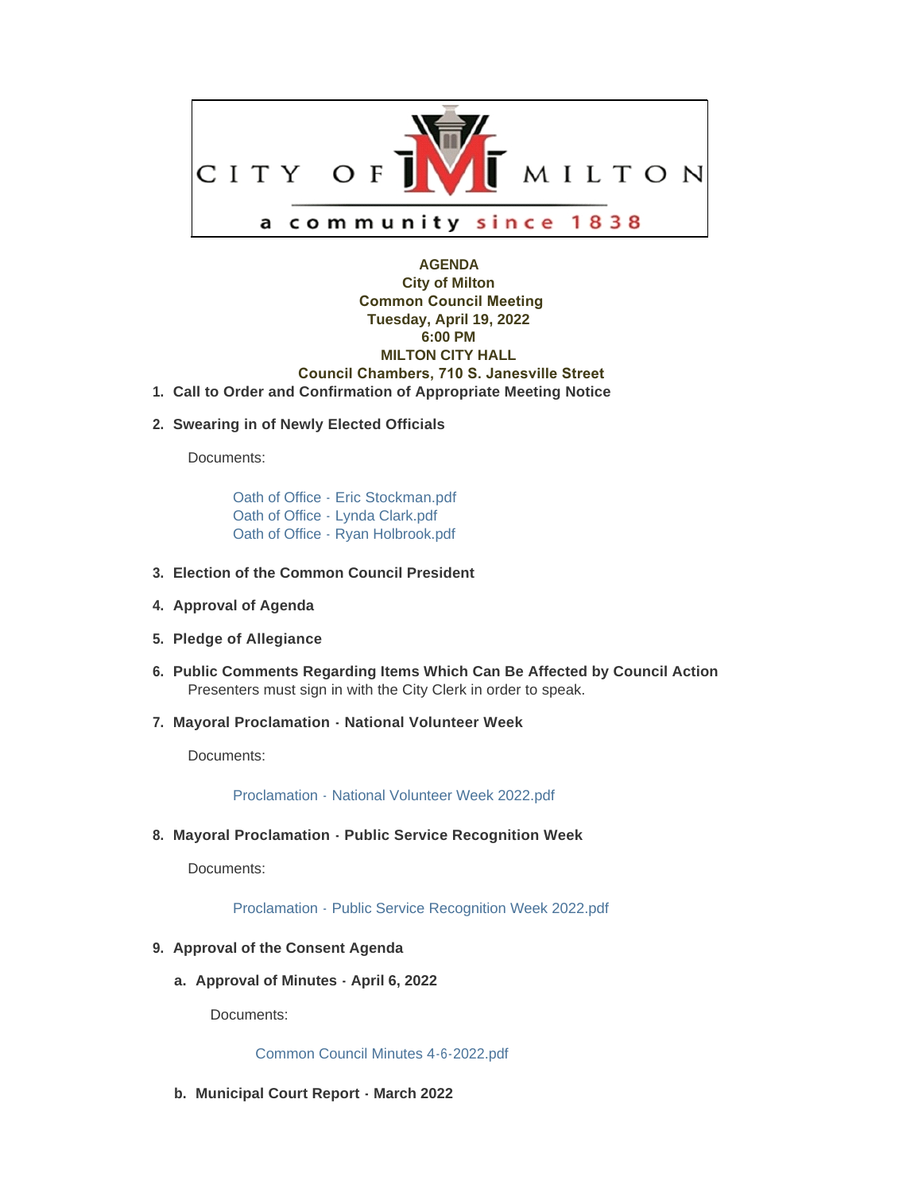CITY OF MILTON

a community since 1838

**AGENDA**
**City of Milton**
**Common Council Meeting**
**Tuesday, April 19, 2022**
**6:00 PM**
**MILTON CITY HALL**
**Council Chambers, 710 S. Janesville Street**

1. **Call to Order and Confirmation of Appropriate Meeting Notice**

2. **Swearing in of Newly Elected Officials**

   Documents:

   Oath of Office - Eric Stockman.pdf
   Oath of Office - Lynda Clark.pdf
   Oath of Office - Ryan Holbrook.pdf

3. **Election of the Common Council President**

4. **Approval of Agenda**

5. **Pledge of Allegiance**

6. **Public Comments Regarding Items Which Can Be Affected by Council Action**
   Presenters must sign in with the City Clerk in order to speak.

7. **Mayoral Proclamation - National Volunteer Week**

   Documents:

   Proclamation - National Volunteer Week 2022.pdf

8. **Mayoral Proclamation - Public Service Recognition Week**

   Documents:

   Proclamation - Public Service Recognition Week 2022.pdf

9. **Approval of the Consent Agenda**

   a. **Approval of Minutes - April 6, 2022**

      Documents:

      Common Council Minutes 4-6-2022.pdf

   b. **Municipal Court Report - March 2022**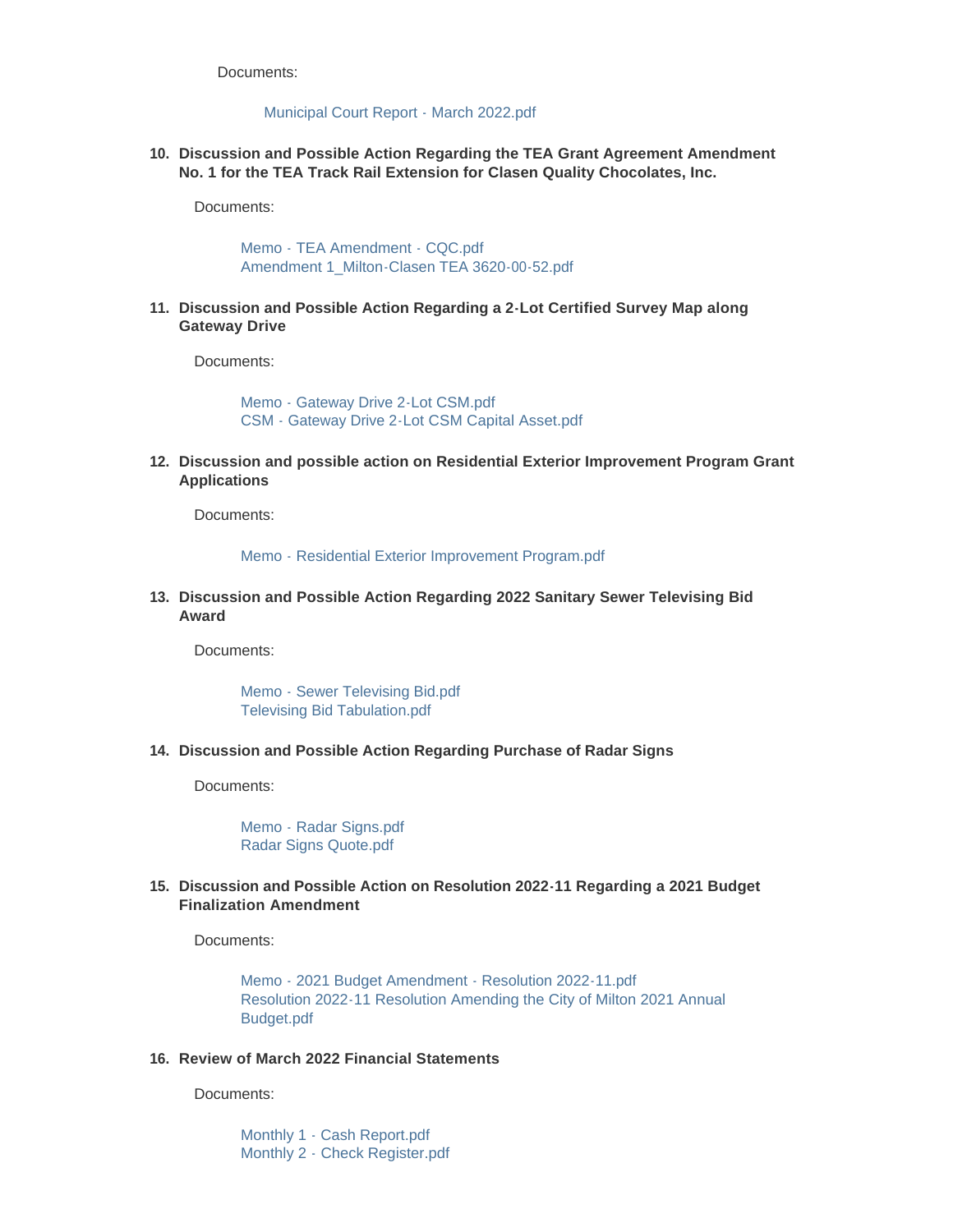Documents:

Municipal Court Report - March 2022.pdf

10. **Discussion and Possible Action Regarding the TEA Grant Agreement Amendment No. 1 for the TEA Track Rail Extension for Clasen Quality Chocolates, Inc.**

    Documents:

    Memo - TEA Amendment - CQC.pdf
    Amendment 1_Milton-Clasen TEA 3620-00-52.pdf

11. **Discussion and Possible Action Regarding a 2-Lot Certified Survey Map along Gateway Drive**

    Documents:

    Memo - Gateway Drive 2-Lot CSM.pdf
    CSM - Gateway Drive 2-Lot CSM Capital Asset.pdf

12. **Discussion and possible action on Residential Exterior Improvement Program Grant Applications**

    Documents:

    Memo - Residential Exterior Improvement Program.pdf

13. **Discussion and Possible Action Regarding 2022 Sanitary Sewer Televising Bid Award**

    Documents:

    Memo - Sewer Televising Bid.pdf
    Televising Bid Tabulation.pdf

14. **Discussion and Possible Action Regarding Purchase of Radar Signs**

    Documents:

    Memo - Radar Signs.pdf
    Radar Signs Quote.pdf

15. **Discussion and Possible Action on Resolution 2022-11 Regarding a 2021 Budget Finalization Amendment**

    Documents:

    Memo - 2021 Budget Amendment - Resolution 2022-11.pdf
    Resolution 2022-11 Resolution Amending the City of Milton 2021 Annual Budget.pdf

16. **Review of March 2022 Financial Statements**

    Documents:

    Monthly 1 - Cash Report.pdf
    Monthly 2 - Check Register.pdf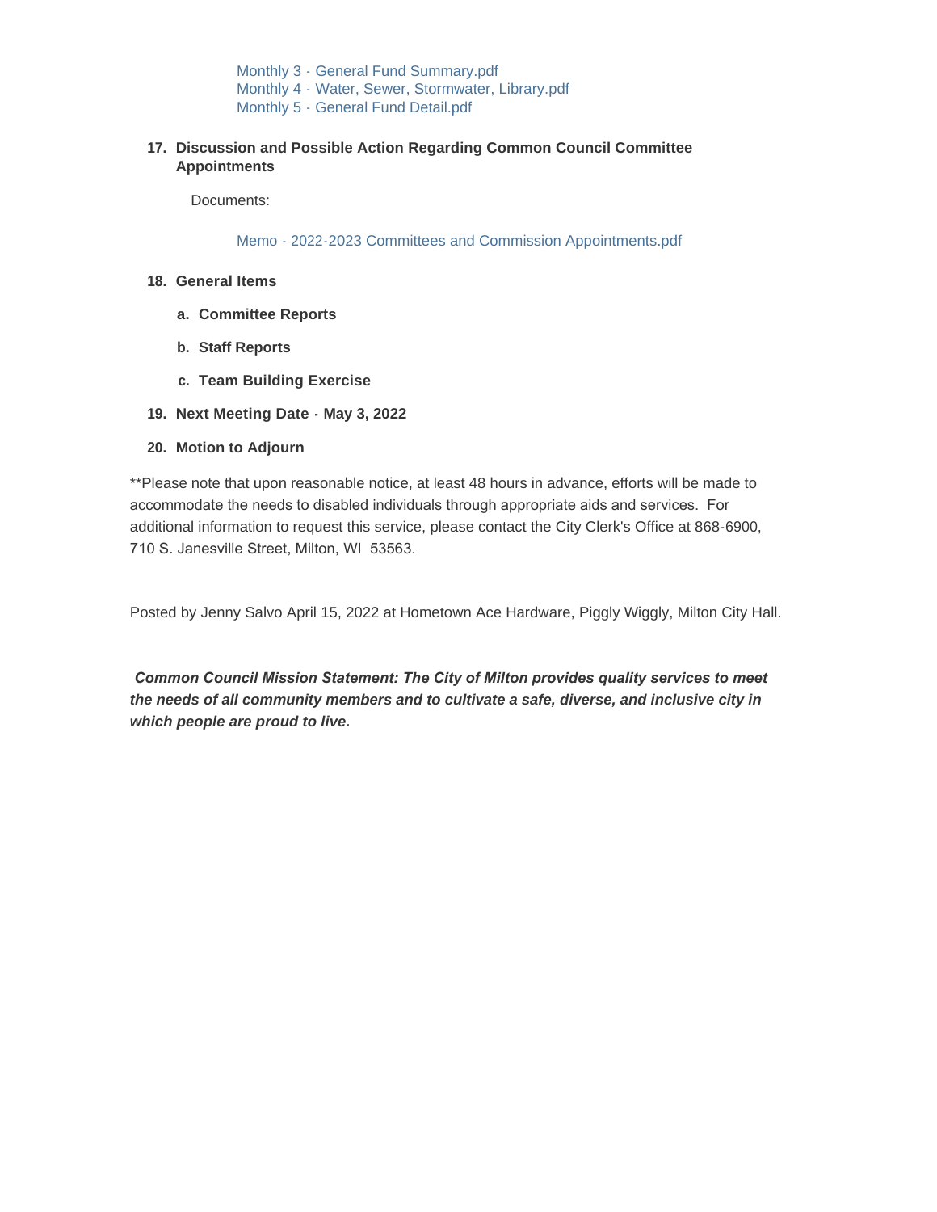Monthly 3 - General Fund Summary.pdf
Monthly 4 - Water, Sewer, Stormwater, Library.pdf
Monthly 5 - General Fund Detail.pdf

17. **Discussion and Possible Action Regarding Common Council Committee Appointments**

    Documents:

    Memo - 2022-2023 Committees and Commission Appointments.pdf

18. **General Items**

    a. **Committee Reports**

    b. **Staff Reports**

    c. **Team Building Exercise**

19. **Next Meeting Date - May 3, 2022**

20. **Motion to Adjourn**

**Please note that upon reasonable notice, at least 48 hours in advance, efforts will be made to accommodate the needs to disabled individuals through appropriate aids and services. For additional information to request this service, please contact the City Clerk's Office at 868-6900, 710 S. Janesville Street, Milton, WI 53563.

Posted by Jenny Salvo April 15, 2022 at Hometown Ace Hardware, Piggly Wiggly, Milton City Hall.

***Common Council Mission Statement: The City of Milton provides quality services to meet the needs of all community members and to cultivate a safe, diverse, and inclusive city in which people are proud to live.***